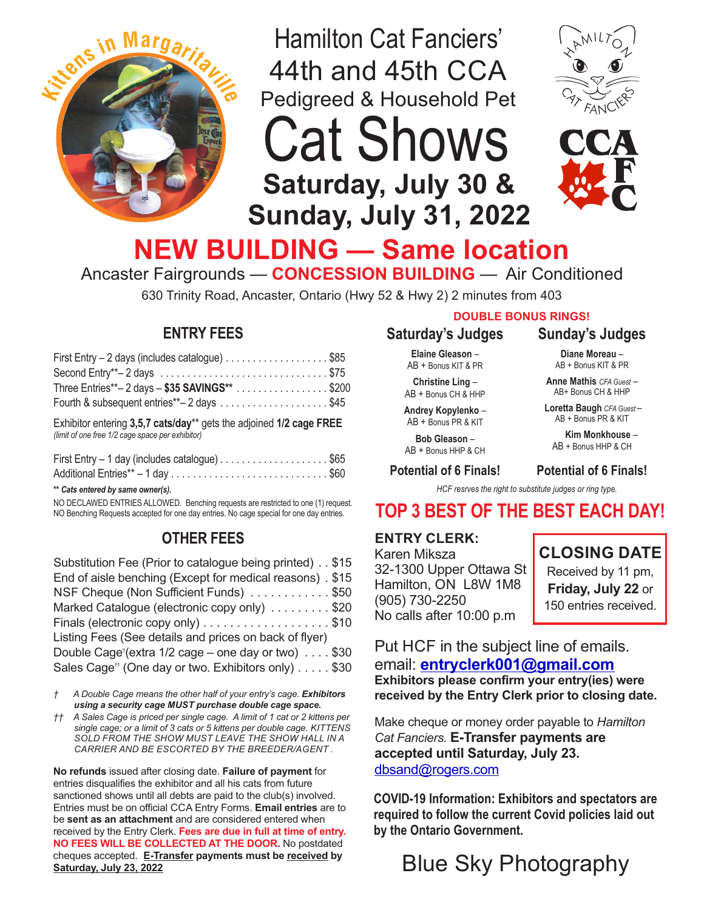Kittens in Margaritaville

# Hamilton Cat Fanciers' 44th and 45th CCA Pedigreed & Household Pet Cat Shows

## Saturday, July 30 & Sunday, July 31, 2022

HAMILTON CAT FANCIERS

CCA FC

# NEW BUILDING — Same location

Ancaster Fairgrounds — **CONCESSION BUILDING** — Air Conditioned

630 Trinity Road, Ancaster, Ontario (Hwy 52 & Hwy 2) 2 minutes from 403

## ENTRY FEES

First Entry – 2 days (includes catalogue) ................... $85
Second Entry**– 2 days ................................ $75
Three Entries**– 2 days – **$35 SAVINGS**** ................. $200
Fourth & subsequent entries**– 2 days ..................... $45

Exhibitor entering **3,5,7 cats/day**** gets the adjoined **1/2 cage FREE**
*(limit of one free 1/2 cage space per exhibitor)*

First Entry – 1 day (includes catalogue) .................... $65
Additional Entries** – 1 day ............................ $60

***** Cats entered by same owner(s).***

NO DECLAWED ENTRIES ALLOWED. Benching requests are restricted to one (1) request. NO Benching Requests accepted for one day entries. No cage special for one day entries.

## OTHER FEES

Substitution Fee (Prior to catalogue being printed) . . $15
End of aisle benching (Except for medical reasons) . $15
NSF Cheque (Non Sufficient Funds) ............ $50
Marked Catalogue (electronic copy only) ......... $20
Finals (electronic copy only) .................... $10
Listing Fees (See details and prices on back of flyer)
Double Cage†(extra 1/2 cage – one day or two) .... $30
Sales Cage†† (One day or two. Exhibitors only) ..... $30

† *A Double Cage means the other half of your entry's cage.* ***Exhibitors using a security cage MUST purchase double cage space.***

†† *A Sales Cage is priced per single cage. A limit of 1 cat or 2 kittens per single cage; or a limit of 3 cats or 5 kittens per double cage. KITTENS SOLD FROM THE SHOW MUST LEAVE THE SHOW HALL IN A CARRIER AND BE ESCORTED BY THE BREEDER/AGENT .*

**No refunds** issued after closing date. **Failure of payment** for entries disqualifies the exhibitor and all his cats from future sanctioned shows until all debts are paid to the club(s) involved. Entries must be on official CCA Entry Forms. **Email entries** are to be **sent as an attachment** and are considered entered when received by the Entry Clerk. **Fees are due in full at time of entry. NO FEES WILL BE COLLECTED AT THE DOOR.** No postdated cheques accepted. **E-Transfer payments must be received by Saturday, July 23, 2022**

**DOUBLE BONUS RINGS!**

| Saturday's Judges | Sunday's Judges |
|---|---|
| **Elaine Gleason** – AB + Bonus KIT & PR | **Diane Moreau** – AB + Bonus KIT & PR |
| **Christine Ling** – AB + Bonus CH & HHP | **Anne Mathis** *CFA Guest* – AB+ Bonus CH & HHP |
| **Andrey Kopylenko** – AB + Bonus PR & KIT | **Loretta Baugh** *CFA Guest* – AB + Bonus PR & KIT |
| **Bob Gleason** – AB + Bonus HHP & CH | **Kim Monkhouse** – AB + Bonus HHP & CH |
| **Potential of 6 Finals!** | **Potential of 6 Finals!** |

*HCF resrves the right to substitute judges or ring type.*

## TOP 3 BEST OF THE BEST EACH DAY!

**ENTRY CLERK:**
Karen Miksza
32-1300 Upper Ottawa St
Hamilton, ON L8W 1M8
(905) 730-2250
No calls after 10:00 p.m

**CLOSING DATE**
Received by 11 pm, **Friday, July 22** or 150 entries received.

Put HCF in the subject line of emails.
email: **entryclerk001@gmail.com**
**Exhibitors please confirm your entry(ies) were received by the Entry Clerk prior to closing date.**

Make cheque or money order payable to *Hamilton Cat Fanciers.* **E-Transfer payments are accepted until Saturday, July 23.**
dbsand@rogers.com

**COVID-19 Information: Exhibitors and spectators are required to follow the current Covid policies laid out by the Ontario Government.**

Blue Sky Photography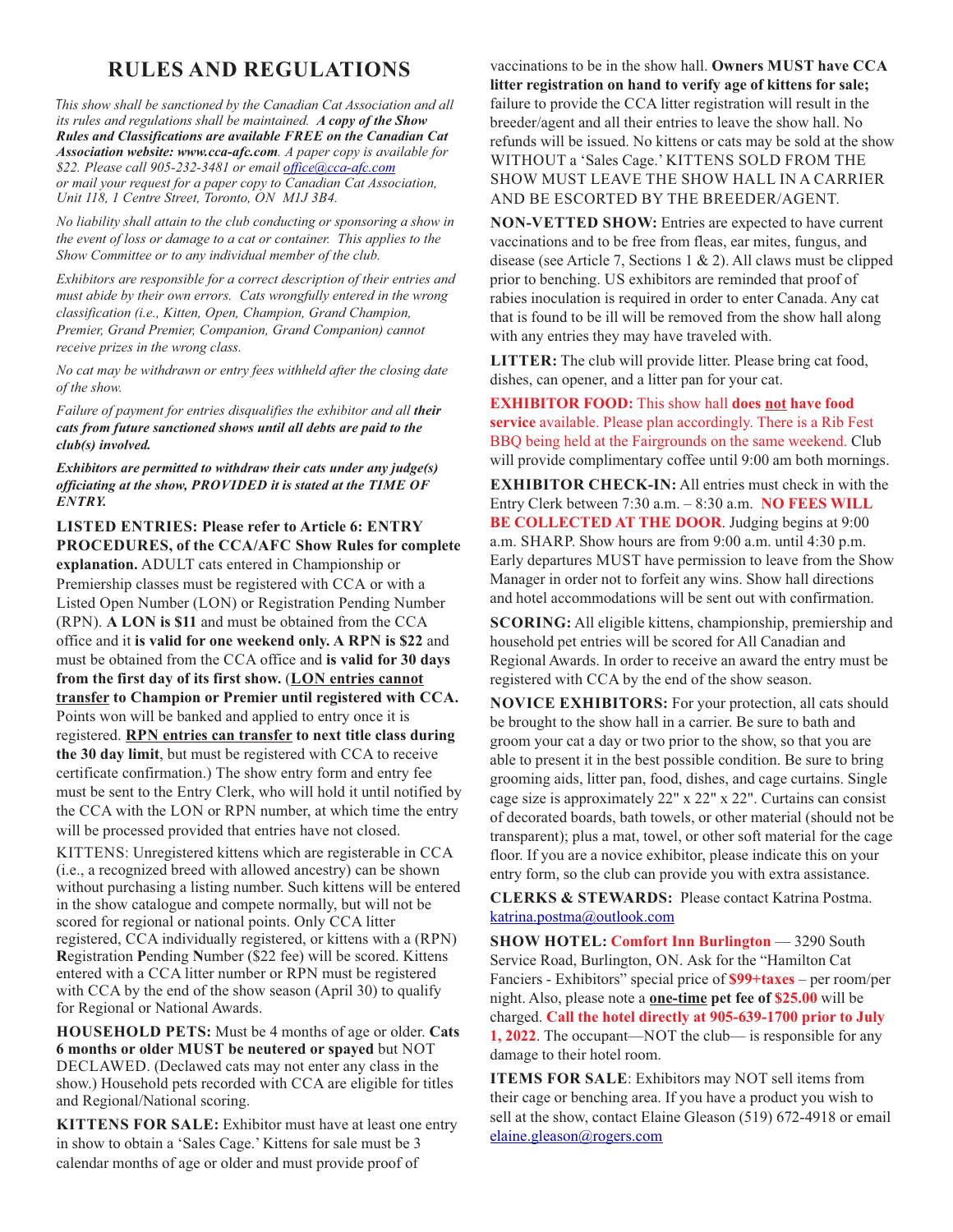# RULES AND REGULATIONS

*This show shall be sanctioned by the Canadian Cat Association and all its rules and regulations shall be maintained.* ***A copy of the Show Rules and Classifications are available FREE on the Canadian Cat Association website: www.cca-afc.com****. A paper copy is available for $22. Please call 905-232-3481 or email office@cca-afc.com or mail your request for a paper copy to Canadian Cat Association, Unit 118, 1 Centre Street, Toronto, ON M1J 3B4.*

*No liability shall attain to the club conducting or sponsoring a show in the event of loss or damage to a cat or container. This applies to the Show Committee or to any individual member of the club.*

*Exhibitors are responsible for a correct description of their entries and must abide by their own errors. Cats wrongfully entered in the wrong classification (i.e., Kitten, Open, Champion, Grand Champion, Premier, Grand Premier, Companion, Grand Companion) cannot receive prizes in the wrong class.*

*No cat may be withdrawn or entry fees withheld after the closing date of the show.*

*Failure of payment for entries disqualifies the exhibitor and all* ***their cats from future sanctioned shows until all debts are paid to the club(s) involved.***

***Exhibitors are permitted to withdraw their cats under any judge(s) officiating at the show, PROVIDED it is stated at the TIME OF ENTRY.***

**LISTED ENTRIES: Please refer to Article 6: ENTRY PROCEDURES, of the CCA/AFC Show Rules for complete explanation.** ADULT cats entered in Championship or Premiership classes must be registered with CCA or with a Listed Open Number (LON) or Registration Pending Number (RPN). **A LON is $11** and must be obtained from the CCA office and it **is valid for one weekend only. A RPN is $22** and must be obtained from the CCA office and **is valid for 30 days from the first day of its first show.** (**LON entries cannot transfer to Champion or Premier until registered with CCA.** Points won will be banked and applied to entry once it is registered. **RPN entries can transfer to next title class during the 30 day limit**, but must be registered with CCA to receive certificate confirmation.) The show entry form and entry fee must be sent to the Entry Clerk, who will hold it until notified by the CCA with the LON or RPN number, at which time the entry will be processed provided that entries have not closed.

KITTENS: Unregistered kittens which are registerable in CCA (i.e., a recognized breed with allowed ancestry) can be shown without purchasing a listing number. Such kittens will be entered in the show catalogue and compete normally, but will not be scored for regional or national points. Only CCA litter registered, CCA individually registered, or kittens with a (RPN) **R**egistration **P**ending **N**umber ($22 fee) will be scored. Kittens entered with a CCA litter number or RPN must be registered with CCA by the end of the show season (April 30) to qualify for Regional or National Awards.

**HOUSEHOLD PETS:** Must be 4 months of age or older. **Cats 6 months or older MUST be neutered or spayed** but NOT DECLAWED. (Declawed cats may not enter any class in the show.) Household pets recorded with CCA are eligible for titles and Regional/National scoring.

**KITTENS FOR SALE:** Exhibitor must have at least one entry in show to obtain a 'Sales Cage.' Kittens for sale must be 3 calendar months of age or older and must provide proof of vaccinations to be in the show hall. **Owners MUST have CCA litter registration on hand to verify age of kittens for sale;** failure to provide the CCA litter registration will result in the breeder/agent and all their entries to leave the show hall. No refunds will be issued. No kittens or cats may be sold at the show WITHOUT a 'Sales Cage.' KITTENS SOLD FROM THE SHOW MUST LEAVE THE SHOW HALL IN A CARRIER AND BE ESCORTED BY THE BREEDER/AGENT.

**NON-VETTED SHOW:** Entries are expected to have current vaccinations and to be free from fleas, ear mites, fungus, and disease (see Article 7, Sections 1 & 2). All claws must be clipped prior to benching. US exhibitors are reminded that proof of rabies inoculation is required in order to enter Canada. Any cat that is found to be ill will be removed from the show hall along with any entries they may have traveled with.

**LITTER:** The club will provide litter. Please bring cat food, dishes, can opener, and a litter pan for your cat.

**EXHIBITOR FOOD:** This show hall **does not have food service** available. Please plan accordingly. There is a Rib Fest BBQ being held at the Fairgrounds on the same weekend. Club will provide complimentary coffee until 9:00 am both mornings.

**EXHIBITOR CHECK-IN:** All entries must check in with the Entry Clerk between 7:30 a.m. – 8:30 a.m. **NO FEES WILL BE COLLECTED AT THE DOOR**. Judging begins at 9:00 a.m. SHARP. Show hours are from 9:00 a.m. until 4:30 p.m. Early departures MUST have permission to leave from the Show Manager in order not to forfeit any wins. Show hall directions and hotel accommodations will be sent out with confirmation.

**SCORING:** All eligible kittens, championship, premiership and household pet entries will be scored for All Canadian and Regional Awards. In order to receive an award the entry must be registered with CCA by the end of the show season.

**NOVICE EXHIBITORS:** For your protection, all cats should be brought to the show hall in a carrier. Be sure to bath and groom your cat a day or two prior to the show, so that you are able to present it in the best possible condition. Be sure to bring grooming aids, litter pan, food, dishes, and cage curtains. Single cage size is approximately 22" x 22" x 22". Curtains can consist of decorated boards, bath towels, or other material (should not be transparent); plus a mat, towel, or other soft material for the cage floor. If you are a novice exhibitor, please indicate this on your entry form, so the club can provide you with extra assistance.

**CLERKS & STEWARDS:** Please contact Katrina Postma. katrina.postma@outlook.com

**SHOW HOTEL:** **Comfort Inn Burlington** — 3290 South Service Road, Burlington, ON. Ask for the "Hamilton Cat Fanciers - Exhibitors" special price of **$99+taxes** – per room/per night. Also, please note a **one-time pet fee of $25.00** will be charged. **Call the hotel directly at 905-639-1700 prior to July 1, 2022**. The occupant—NOT the club— is responsible for any damage to their hotel room.

**ITEMS FOR SALE**: Exhibitors may NOT sell items from their cage or benching area. If you have a product you wish to sell at the show, contact Elaine Gleason (519) 672-4918 or email elaine.gleason@rogers.com